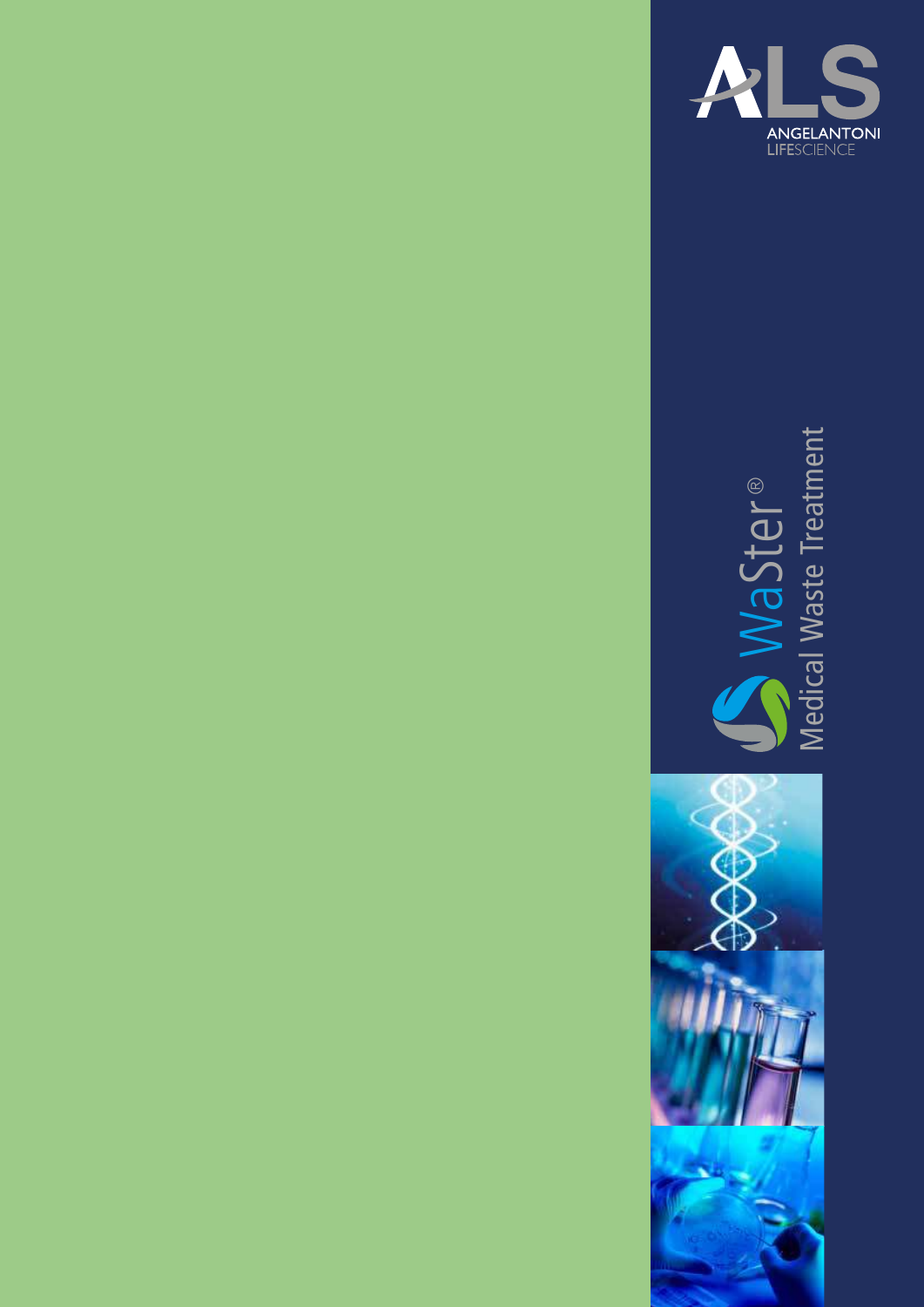ALS

ANGELANTONI LIFESCIENCE

# WaSter®

## Medical Waste Treatment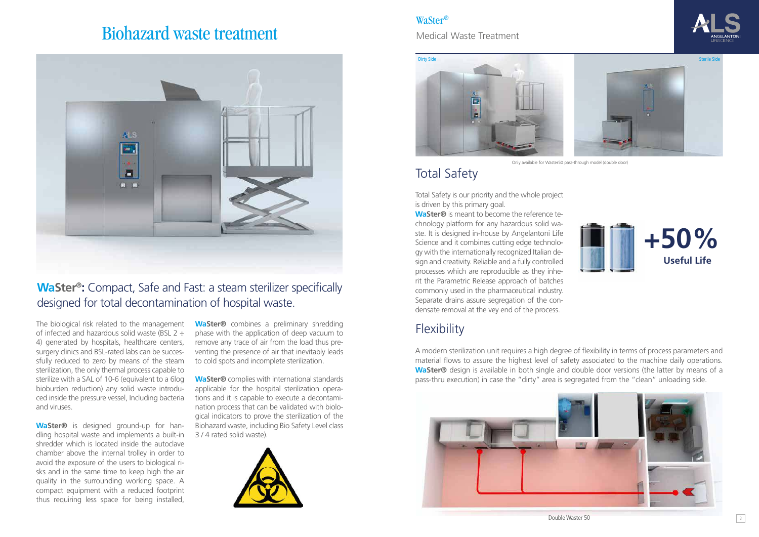# Biohazard waste treatment

## **WaSter®:** Compact, Safe and Fast: a steam sterilizer specifically designed for total decontamination of hospital waste.

The biological risk related to the management of infected and hazardous solid waste (BSL 2 ÷ 4) generated by hospitals, healthcare centers, surgery clinics and BSL-rated labs can be successfully reduced to zero by means of the steam sterilization, the only thermal process capable to sterilize with a SAL of 10-6 (equivalent to a 6log bioburden reduction) any solid waste introduced inside the pressure vessel, Including bacteria and viruses.

**WaSter®** is designed ground-up for handling hospital waste and implements a built-in shredder which is located inside the autoclave chamber above the internal trolley in order to avoid the exposure of the users to biological risks and in the same time to keep high the air quality in the surrounding working space. A compact equipment with a reduced footprint thus requiring less space for being installed,

**WaSter®** combines a preliminary shredding phase with the application of deep vacuum to remove any trace of air from the load thus preventing the presence of air that inevitably leads to cold spots and incomplete sterilization.

**WaSter®** complies with international standards applicable for the hospital sterilization operations and it is capable to execute a decontamination process that can be validated with biological indicators to prove the sterilization of the Biohazard waste, including Bio Safety Level class 3 / 4 rated solid waste).

# WaSter®

Medical Waste Treatment

Dirty Side

Sterile Side

Only available for Waster50 pass-through model (double door)

## Total Safety

Total Safety is our priority and the whole project is driven by this primary goal.
**WaSter®** is meant to become the reference technology platform for any hazardous solid waste. It is designed in-house by Angelantoni Life Science and it combines cutting edge technology with the internationally recognized Italian design and creativity. Reliable and a fully controlled processes which are reproducible as they inherit the Parametric Release approach of batches commonly used in the pharmaceutical industry. Separate drains assure segregation of the condensate removal at the vey end of the process.

**+50%**
**Useful Life**

## Flexibility

A modern sterilization unit requires a high degree of flexibility in terms of process parameters and material flows to assure the highest level of safety associated to the machine daily operations. **WaSter®** design is available in both single and double door versions (the latter by means of a pass-thru execution) in case the "dirty" area is segregated from the "clean" unloading side.

Double Waster 50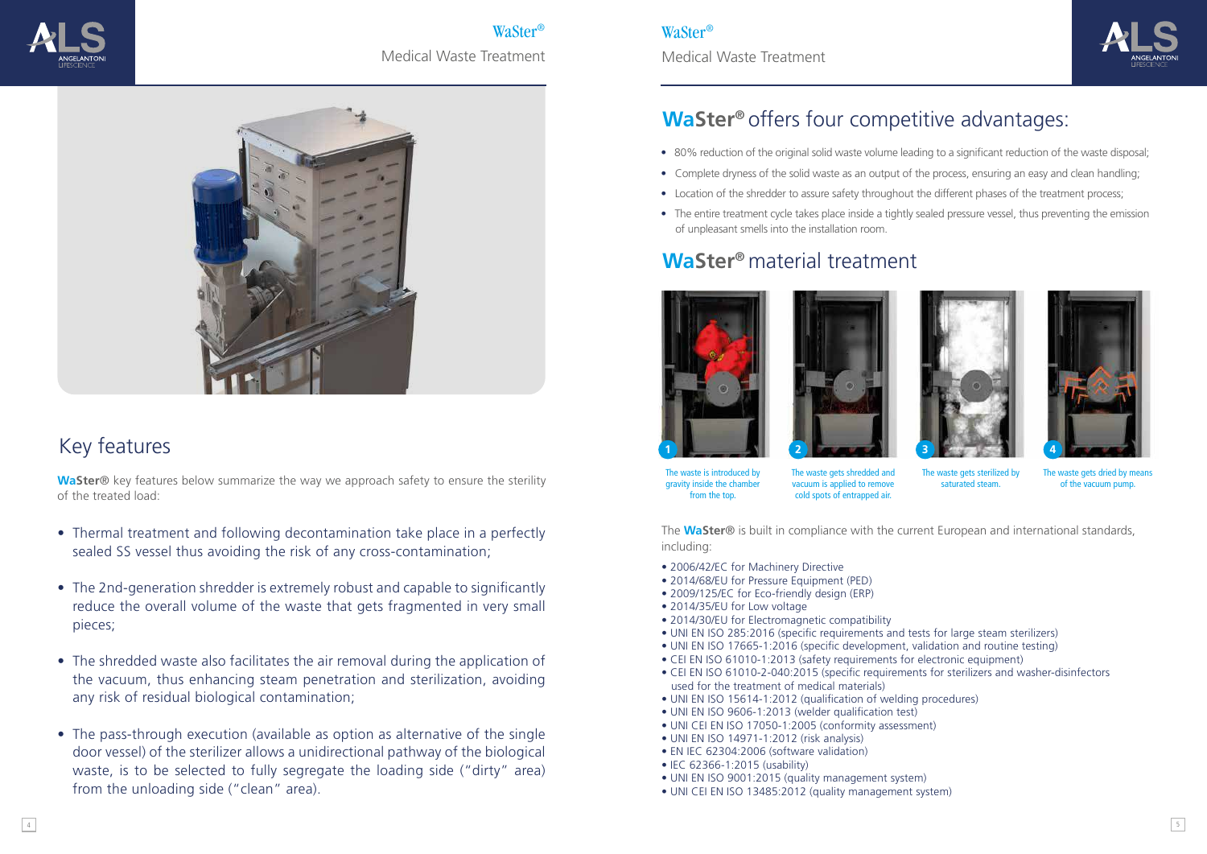## Key features

**WaSter®** key features below summarize the way we approach safety to ensure the sterility of the treated load:

- Thermal treatment and following decontamination take place in a perfectly sealed SS vessel thus avoiding the risk of any cross-contamination;
- The 2nd-generation shredder is extremely robust and capable to significantly reduce the overall volume of the waste that gets fragmented in very small pieces;
- The shredded waste also facilitates the air removal during the application of the vacuum, thus enhancing steam penetration and sterilization, avoiding any risk of residual biological contamination;
- The pass-through execution (available as option as alternative of the single door vessel) of the sterilizer allows a unidirectional pathway of the biological waste, is to be selected to fully segregate the loading side ("dirty" area) from the unloading side ("clean" area).

## WaSter® offers four competitive advantages:

- 80% reduction of the original solid waste volume leading to a significant reduction of the waste disposal;
- Complete dryness of the solid waste as an output of the process, ensuring an easy and clean handling;
- Location of the shredder to assure safety throughout the different phases of the treatment process;
- The entire treatment cycle takes place inside a tightly sealed pressure vessel, thus preventing the emission of unpleasant smells into the installation room.

## WaSter® material treatment

1. The waste is introduced by gravity inside the chamber from the top.
2. The waste gets shredded and vacuum is applied to remove cold spots of entrapped air.
3. The waste gets sterilized by saturated steam.
4. The waste gets dried by means of the vacuum pump.

The **WaSter®** is built in compliance with the current European and international standards, including:

- 2006/42/EC for Machinery Directive
- 2014/68/EU for Pressure Equipment (PED)
- 2009/125/EC for Eco-friendly design (ERP)
- 2014/35/EU for Low voltage
- 2014/30/EU for Electromagnetic compatibility
- UNI EN ISO 285:2016 (specific requirements and tests for large steam sterilizers)
- UNI EN ISO 17665-1:2006 (specific development, validation and routine testing)
- CEI EN ISO 61010-1:2013 (safety requirements for electronic equipment)
- CEI EN ISO 61010-2-040:2015 (specific requirements for sterilizers and washer-disinfectors used for the treatment of medical materials)
- UNI EN ISO 15614-1:2012 (qualification of welding procedures)
- UNI EN ISO 9606-1:2013 (welder qualification test)
- UNI CEI EN ISO 17050-1:2005 (conformity assessment)
- UNI EN ISO 14971-1:2012 (risk analysis)
- EN IEC 62304:2006 (software validation)
- IEC 62366-1:2015 (usability)
- UNI EN ISO 9001:2015 (quality management system)
- UNI CEI EN ISO 13485:2012 (quality management system)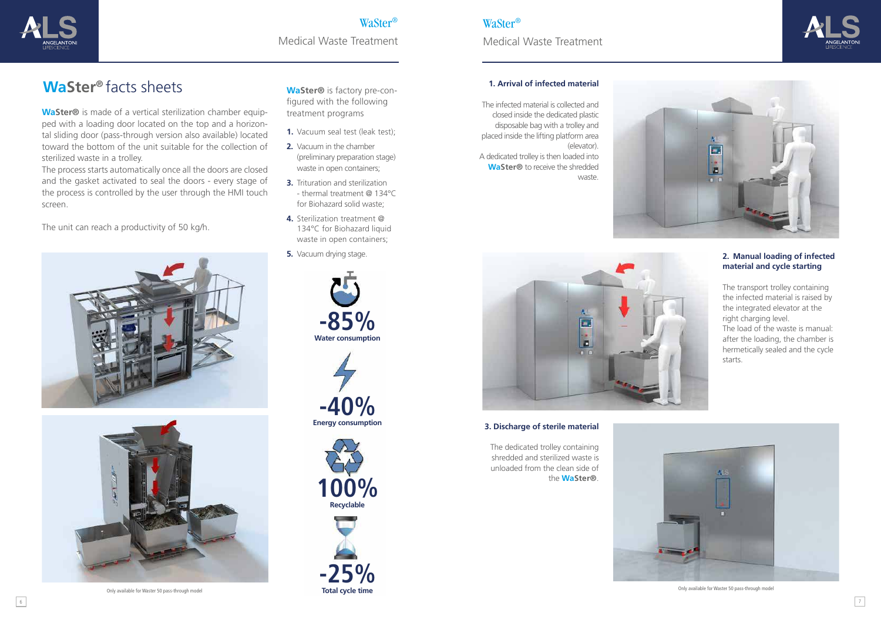# WaSter® facts sheets

**WaSter®** is made of a vertical sterilization chamber equipped with a loading door located on the top and a horizontal sliding door (pass-through version also available) located toward the bottom of the unit suitable for the collection of sterilized waste in a trolley.

The process starts automatically once all the doors are closed and the gasket activated to seal the doors - every stage of the process is controlled by the user through the HMI touch screen.

The unit can reach a productivity of 50 kg/h.

Only available for Waster 50 pass-through model

**WaSter®** is factory pre-configured with the following treatment programs

1. Vacuum seal test (leak test);
2. Vacuum in the chamber (preliminary preparation stage) waste in open containers;
3. Trituration and sterilization - thermal treatment @ 134°C for Biohazard solid waste;
4. Sterilization treatment @ 134°C for Biohazard liquid waste in open containers;
5. Vacuum drying stage.

**-85%** Water consumption

**-40%** Energy consumption

**100%** Recyclable

**-25%** Total cycle time

### 1. Arrival of infected material

The infected material is collected and closed inside the dedicated plastic disposable bag with a trolley and placed inside the lifting platform area (elevator).
A dedicated trolley is then loaded into **WaSter®** to receive the shredded waste.

### 2. Manual loading of infected material and cycle starting

The transport trolley containing the infected material is raised by the integrated elevator at the right charging level.
The load of the waste is manual: after the loading, the chamber is hermetically sealed and the cycle starts.

### 3. Discharge of sterile material

The dedicated trolley containing shredded and sterilized waste is unloaded from the clean side of the **WaSter®**.

Only available for Waster 50 pass-through model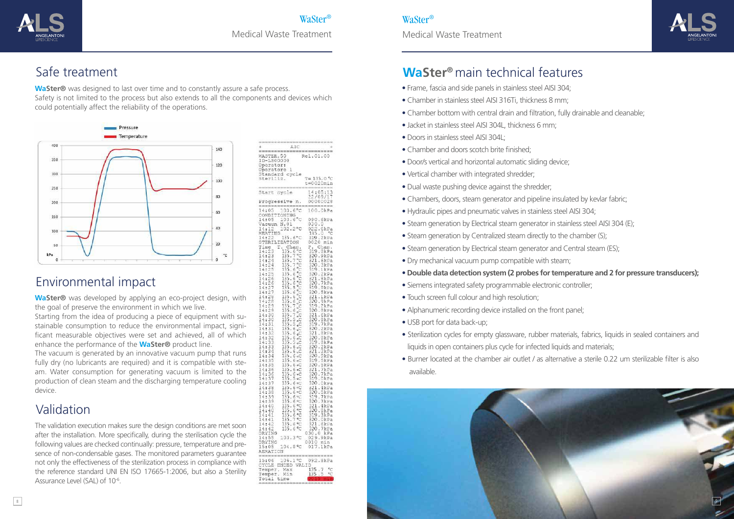## Safe treatment

**WaSter®** was designed to last over time and to constantly assure a safe process.
Safety is not limited to the process but also extends to all the components and devices which could potentially affect the reliability of the operations.

## Environmental impact

**WaSter®** was developed by applying an eco-project design, with the goal of preserve the environment in which we live.
Starting from the idea of producing a piece of equipment with sustainable consumption to reduce the environmental impact, significant measurable objectives were set and achieved, all of which enhance the performance of the **WaSter®** product line.
The vacuum is generated by an innovative vacuum pump that runs fully dry (no lubricants are required) and it is compatible with steam. Water consumption for generating vacuum is limited to the production of clean steam and the discharging temperature cooling device.

## Validation

The validation execution makes sure the design conditions are met soon after the installation. More specifically, during the sterilisation cycle the following values are checked continually: pressure, temperature and presence of non-condensable gases. The monitored parameters guarantee not only the effectiveness of the sterilization process in compliance with the reference standard UNI EN ISO 17665-1:2006, but also a Sterility Assurance Level (SAL) of $10^{-6}$.

## WaSter® main technical features

- Frame, fascia and side panels in stainless steel AISI 304;
- Chamber in stainless steel AISI 316Ti, thickness 8 mm;
- Chamber bottom with central drain and filtration, fully drainable and cleanable;
- Jacket in stainless steel AISI 304L, thickness 6 mm;
- Doors in stainless steel AISI 304L;
- Chamber and doors scotch brite finished;
- Door/s vertical and horizontal automatic sliding device;
- Vertical chamber with integrated shredder;
- Dual waste pushing device against the shredder;
- Chambers, doors, steam generator and pipeline insulated by kevlar fabric;
- Hydraulic pipes and pneumatic valves in stainless steel AISI 304;
- Steam generation by Electrical steam generator in stainless steel AISI 304 (E);
- Steam generation by Centralized steam directly to the chamber (S);
- Steam generation by Electrical steam generator and Central steam (ES);
- Dry mechanical vacuum pump compatible with steam;
- **Double data detection system (2 probes for temperature and 2 for pressure transducers);**
- Siemens integrated safety programmable electronic controller;
- Touch screen full colour and high resolution;
- Alphanumeric recording device installed on the front panel;
- USB port for data back-up;
- Sterilization cycles for empty glassware, rubber materials, fabrics, liquids in sealed containers and liquids in open containers plus cycle for infected liquids and materials;
- Burner located at the chamber air outlet / as alternative a sterile 0.22 um sterilizable filter is also available.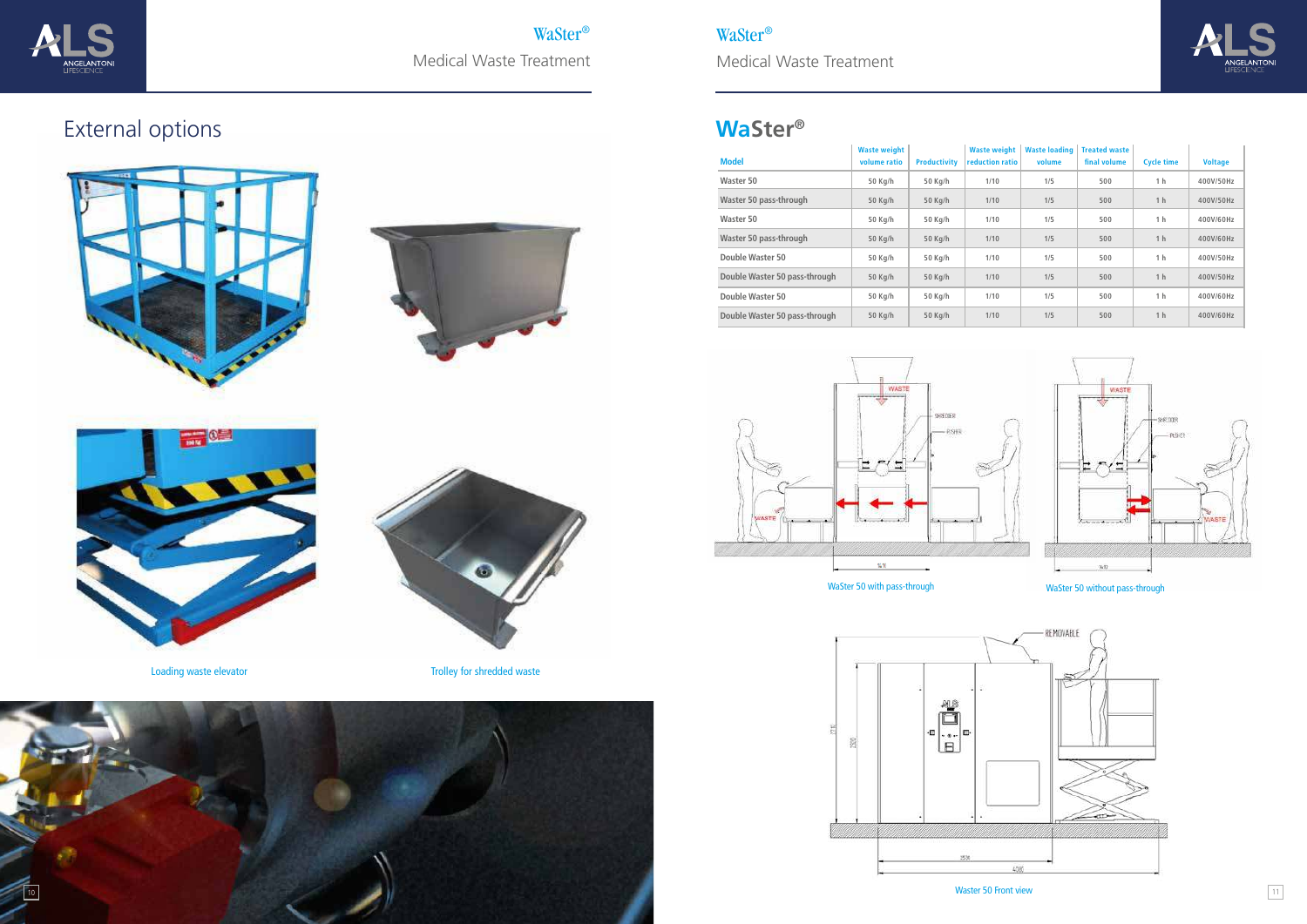# External options

Loading waste elevator

Trolley for shredded waste

## WaSter®

| Model | Waste weight volume ratio | Productivity | Waste weight reduction ratio | Waste loading volume | Treated waste final volume | Cycle time | Voltage |
|---|---|---|---|---|---|---|---|
| Waster 50 | 50 Kg/h | 50 Kg/h | 1/10 | 1/5 | 500 | 1 h | 400V/50Hz |
| Waster 50 pass-through | 50 Kg/h | 50 Kg/h | 1/10 | 1/5 | 500 | 1 h | 400V/50Hz |
| Waster 50 | 50 Kg/h | 50 Kg/h | 1/10 | 1/5 | 500 | 1 h | 400V/60Hz |
| Waster 50 pass-through | 50 Kg/h | 50 Kg/h | 1/10 | 1/5 | 500 | 1 h | 400V/60Hz |
| Double Waster 50 | 50 Kg/h | 50 Kg/h | 1/10 | 1/5 | 500 | 1 h | 400V/50Hz |
| Double Waster 50 pass-through | 50 Kg/h | 50 Kg/h | 1/10 | 1/5 | 500 | 1 h | 400V/50Hz |
| Double Waster 50 | 50 Kg/h | 50 Kg/h | 1/10 | 1/5 | 500 | 1 h | 400V/60Hz |
| Double Waster 50 pass-through | 50 Kg/h | 50 Kg/h | 1/10 | 1/5 | 500 | 1 h | 400V/60Hz |

WaSter 50 with pass-through

WaSter 50 without pass-through

Waster 50 Front view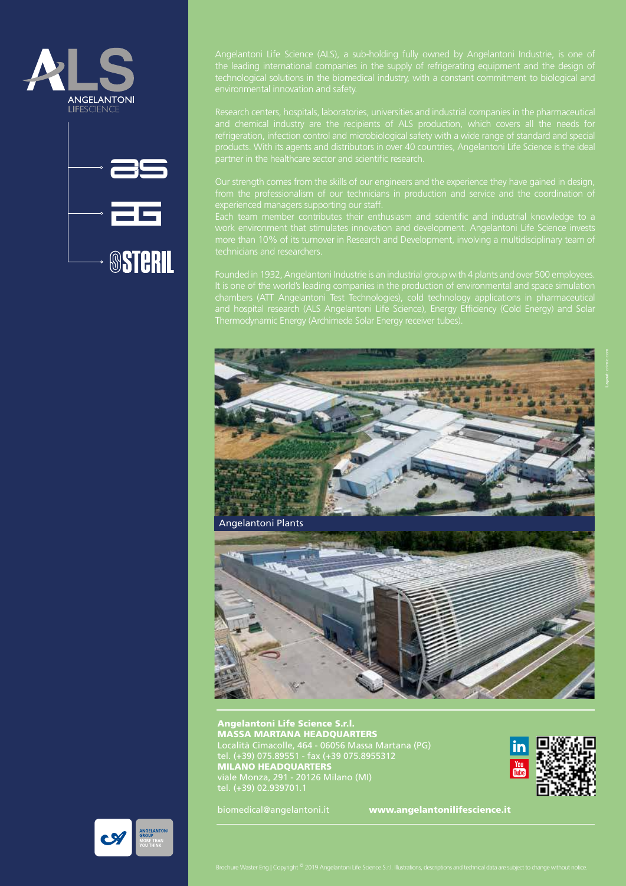ALS ANGELANTONI LIFESCIENCE

Angelantoni Life Science (ALS), a sub-holding fully owned by Angelantoni Industrie, is one of the leading international companies in the supply of refrigerating equipment and the design of technological solutions in the biomedical industry, with a constant commitment to biological and environmental innovation and safety.

Research centers, hospitals, laboratories, universities and industrial companies in the pharmaceutical and chemical industry are the recipients of ALS production, which covers all the needs for refrigeration, infection control and microbiological safety with a wide range of standard and special products. With its agents and distributors in over 40 countries, Angelantoni Life Science is the ideal partner in the healthcare sector and scientific research.

Our strength comes from the skills of our engineers and the experience they have gained in design, from the professionalism of our technicians in production and service and the coordination of experienced managers supporting our staff.
Each team member contributes their enthusiasm and scientific and industrial knowledge to a work environment that stimulates innovation and development. Angelantoni Life Science invests more than 10% of its turnover in Research and Development, involving a multidisciplinary team of technicians and researchers.

Founded in 1932, Angelantoni Industrie is an industrial group with 4 plants and over 500 employees. It is one of the world's leading companies in the production of environmental and space simulation chambers (ATT Angelantoni Test Technologies), cold technology applications in pharmaceutical and hospital research (ALS Angelantoni Life Science), Energy Efficiency (Cold Energy) and Solar Thermodynamic Energy (Archimede Solar Energy receiver tubes).

Angelantoni Plants

**Angelantoni Life Science S.r.l.**
**MASSA MARTANA HEADQUARTERS**
Località Cimacolle, 464 - 06056 Massa Martana (PG)
tel. (+39) 075.89551 - fax (+39 075.8955312
**MILANO HEADQUARTERS**
viale Monza, 291 - 20126 Milano (MI)
tel. (+39) 02.939701.1

biomedical@angelantoni.it **www.angelantonilifescience.it**

Brochure Waster Eng | Copyright © 2019 Angelantoni Life Science S.r.l. Illustrations, descriptions and technical data are subject to change without notice.